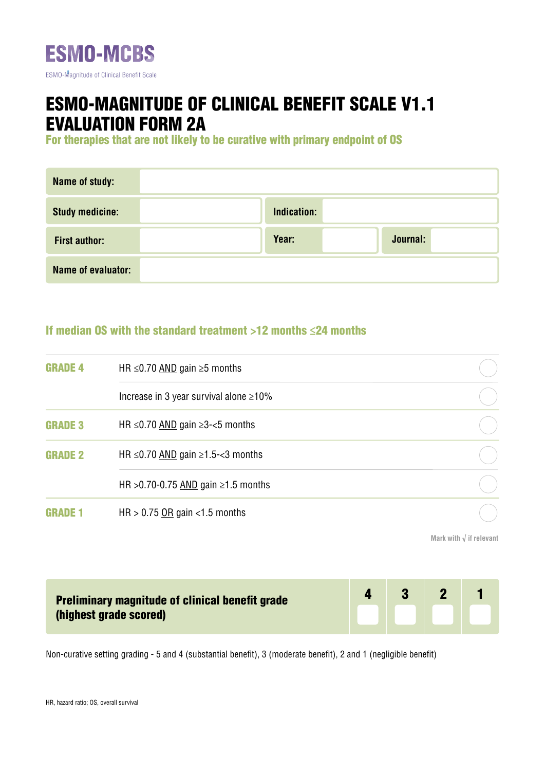# ESMO-MCBS

ESMO-Magnitude of Clinical Benefit Scale

# ESMO-MAGNITUDE OF CLINICAL BENEFIT SCALE V1.1 EVALUATION FORM 2A

## For therapies that are not likely to be curative with primary endpoint of OS

| Name of study: | | | |
|---|---|---|---|
| Study medicine: | | Indication: | |
| First author: | | Year: | Journal: |
| Name of evaluator: | | | |

### If median OS with the standard treatment >12 months ≤24 months

| | | |
|---|---|---|
| GRADE 4 | HR ≤0.70 AND gain ≥5 months | ◯ |
| | Increase in 3 year survival alone ≥10% | ◯ |
| GRADE 3 | HR ≤0.70 AND gain ≥3-<5 months | ◯ |
| GRADE 2 | HR ≤0.70 AND gain ≥1.5-<3 months | ◯ |
| | HR >0.70-0.75 AND gain ≥1.5 months | ◯ |
| GRADE 1 | HR > 0.75 OR gain <1.5 months | ◯ |

Mark with √ if relevant

| Preliminary magnitude of clinical benefit grade (highest grade scored) | 4 | 3 | 2 | 1 |
|---|---|---|---|---|
| | | | | |

Non-curative setting grading - 5 and 4 (substantial benefit), 3 (moderate benefit), 2 and 1 (negligible benefit)

HR, hazard ratio; OS, overall survival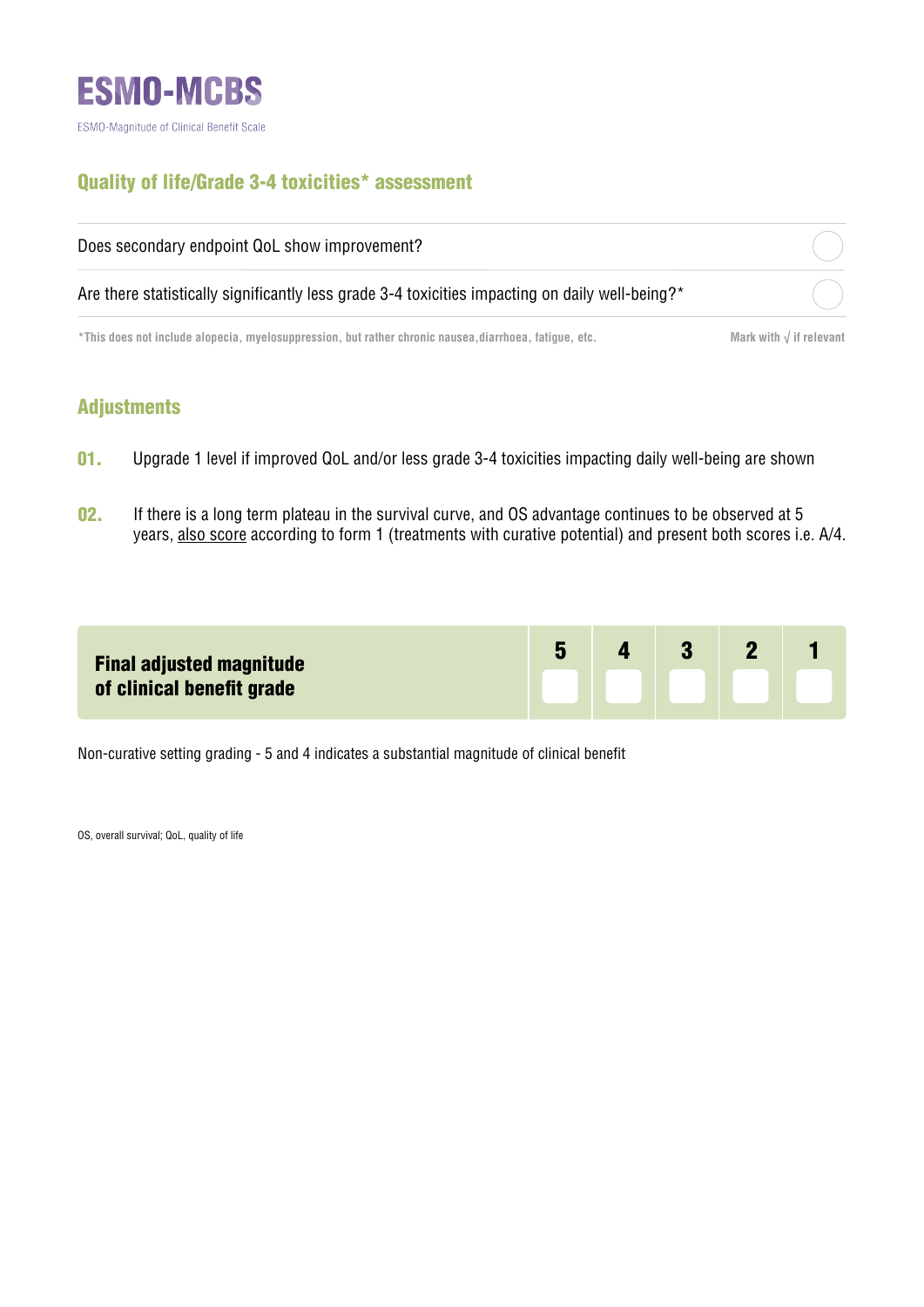# ESMO-MCBS

ESMO-Magnitude of Clinical Benefit Scale

## Quality of life/Grade 3-4 toxicities* assessment

| | |
|---|---|
| Does secondary endpoint QoL show improvement? | ◯ |
| Are there statistically significantly less grade 3-4 toxicities impacting on daily well-being?* | ◯ |

*This does not include alopecia, myelosuppression, but rather chronic nausea,diarrhoea, fatigue, etc.

Mark with √ if relevant

## Adjustments

**01.** Upgrade 1 level if improved QoL and/or less grade 3-4 toxicities impacting daily well-being are shown

**02.** If there is a long term plateau in the survival curve, and OS advantage continues to be observed at 5 years, also score according to form 1 (treatments with curative potential) and present both scores i.e. A/4.

| | 5 | 4 | 3 | 2 | 1 |
|---|---|---|---|---|---|
| **Final adjusted magnitude of clinical benefit grade** | | | | | |

Non-curative setting grading - 5 and 4 indicates a substantial magnitude of clinical benefit

OS, overall survival; QoL, quality of life